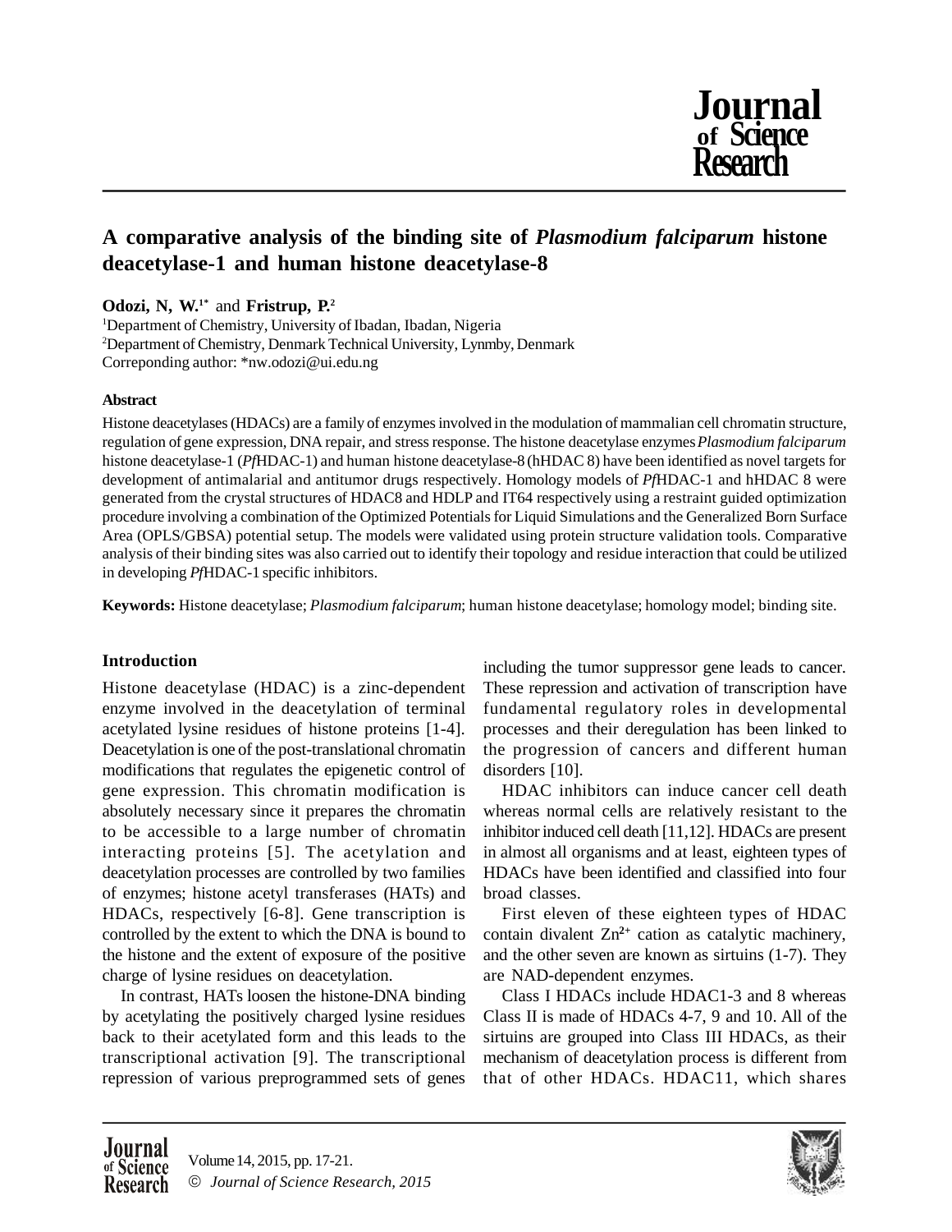# A comparative analysis of the binding site of *Plasmodium falciparum* histone deacetylase-1 and human histone deacetylase-8

**Odozi, N, W.**[1*] and **Fristrup, P.**[2]

[1]Department of Chemistry, University of Ibadan, Ibadan, Nigeria

[2]Department of Chemistry, Denmark Technical University, Lynmby, Denmark

Correponding author: *nw.odozi@ui.edu.ng

#### Abstract

Histone deacetylases (HDACs) are a family of enzymes involved in the modulation of mammalian cell chromatin structure, regulation of gene expression, DNA repair, and stress response. The histone deacetylase enzymes *Plasmodium falciparum* histone deacetylase-1 (*Pf*HDAC-1) and human histone deacetylase-8 (hHDAC 8) have been identified as novel targets for development of antimalarial and antitumor drugs respectively. Homology models of *Pf*HDAC-1 and hHDAC 8 were generated from the crystal structures of HDAC8 and HDLP and IT64 respectively using a restraint guided optimization procedure involving a combination of the Optimized Potentials for Liquid Simulations and the Generalized Born Surface Area (OPLS/GBSA) potential setup. The models were validated using protein structure validation tools. Comparative analysis of their binding sites was also carried out to identify their topology and residue interaction that could be utilized in developing *Pf*HDAC-1 specific inhibitors.

**Keywords:** Histone deacetylase; *Plasmodium falciparum*; human histone deacetylase; homology model; binding site.

## Introduction

Histone deacetylase (HDAC) is a zinc-dependent enzyme involved in the deacetylation of terminal acetylated lysine residues of histone proteins [1-4]. Deacetylation is one of the post-translational chromatin modifications that regulates the epigenetic control of gene expression. This chromatin modification is absolutely necessary since it prepares the chromatin to be accessible to a large number of chromatin interacting proteins [5]. The acetylation and deacetylation processes are controlled by two families of enzymes; histone acetyl transferases (HATs) and HDACs, respectively [6-8]. Gene transcription is controlled by the extent to which the DNA is bound to the histone and the extent of exposure of the positive charge of lysine residues on deacetylation.

In contrast, HATs loosen the histone-DNA binding by acetylating the positively charged lysine residues back to their acetylated form and this leads to the transcriptional activation [9]. The transcriptional repression of various preprogrammed sets of genes including the tumor suppressor gene leads to cancer. These repression and activation of transcription have fundamental regulatory roles in developmental processes and their deregulation has been linked to the progression of cancers and different human disorders [10].

HDAC inhibitors can induce cancer cell death whereas normal cells are relatively resistant to the inhibitor induced cell death [11,12]. HDACs are present in almost all organisms and at least, eighteen types of HDACs have been identified and classified into four broad classes.

First eleven of these eighteen types of HDAC contain divalent $Zn^{2+}$ cation as catalytic machinery, and the other seven are known as sirtuins (1-7). They are NAD-dependent enzymes.

Class I HDACs include HDAC1-3 and 8 whereas Class II is made of HDACs 4-7, 9 and 10. All of the sirtuins are grouped into Class III HDACs, as their mechanism of deacetylation process is different from that of other HDACs. HDAC11, which shares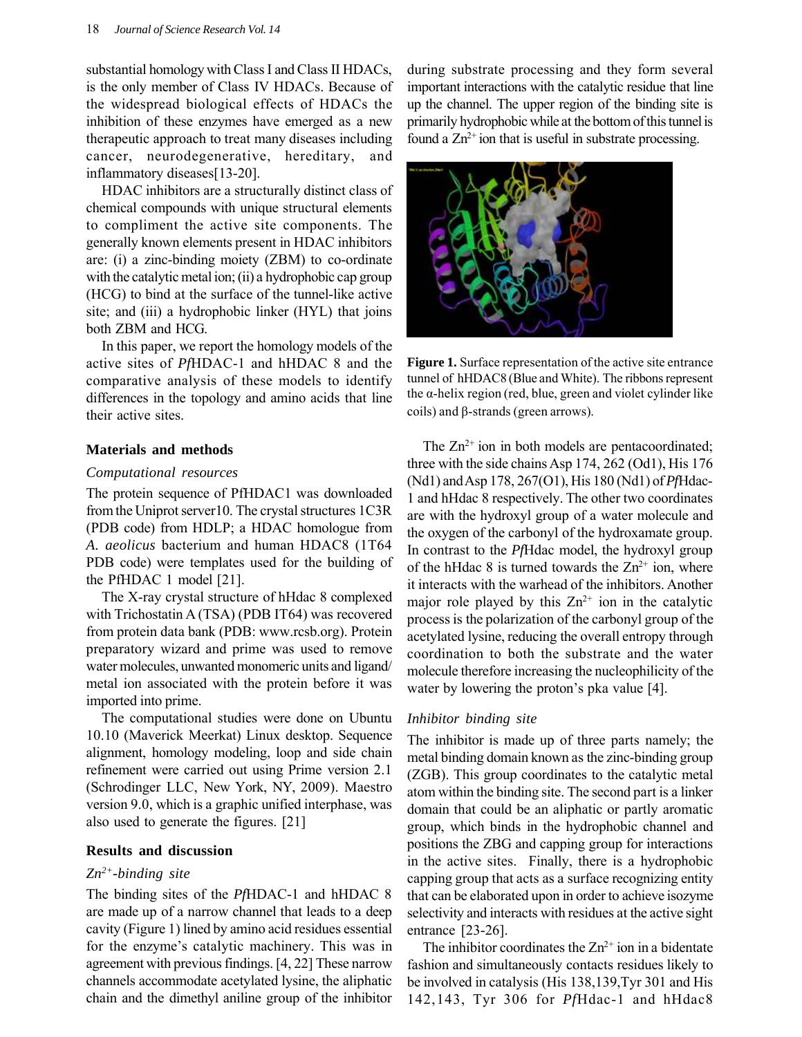substantial homology with Class I and Class II HDACs, is the only member of Class IV HDACs. Because of the widespread biological effects of HDACs the inhibition of these enzymes have emerged as a new therapeutic approach to treat many diseases including cancer, neurodegenerative, hereditary, and inflammatory diseases[13-20].

HDAC inhibitors are a structurally distinct class of chemical compounds with unique structural elements to compliment the active site components. The generally known elements present in HDAC inhibitors are: (i) a zinc-binding moiety (ZBM) to co-ordinate with the catalytic metal ion; (ii) a hydrophobic cap group (HCG) to bind at the surface of the tunnel-like active site; and (iii) a hydrophobic linker (HYL) that joins both ZBM and HCG.

In this paper, we report the homology models of the active sites of *Pf*HDAC-1 and hHDAC 8 and the comparative analysis of these models to identify differences in the topology and amino acids that line their active sites.

## Materials and methods

### *Computational resources*

The protein sequence of PfHDAC1 was downloaded from the Uniprot server10. The crystal structures 1C3R (PDB code) from HDLP; a HDAC homologue from *A. aeolicus* bacterium and human HDAC8 (1T64 PDB code) were templates used for the building of the PfHDAC 1 model [21].

The X-ray crystal structure of hHdac 8 complexed with Trichostatin A (TSA) (PDB IT64) was recovered from protein data bank (PDB: www.rcsb.org). Protein preparatory wizard and prime was used to remove water molecules, unwanted monomeric units and ligand/ metal ion associated with the protein before it was imported into prime.

The computational studies were done on Ubuntu 10.10 (Maverick Meerkat) Linux desktop. Sequence alignment, homology modeling, loop and side chain refinement were carried out using Prime version 2.1 (Schrodinger LLC, New York, NY, 2009). Maestro version 9.0, which is a graphic unified interphase, was also used to generate the figures. [21]

## Results and discussion

### *$Zn^{2+}$-binding site*

The binding sites of the *Pf*HDAC-1 and hHDAC 8 are made up of a narrow channel that leads to a deep cavity (Figure 1) lined by amino acid residues essential for the enzyme's catalytic machinery. This was in agreement with previous findings. [4, 22] These narrow channels accommodate acetylated lysine, the aliphatic chain and the dimethyl aniline group of the inhibitor during substrate processing and they form several important interactions with the catalytic residue that line up the channel. The upper region of the binding site is primarily hydrophobic while at the bottom of this tunnel is found a $Zn^{2+}$ ion that is useful in substrate processing.

**Figure 1.** Surface representation of the active site entrance tunnel of hHDAC8 (Blue and White). The ribbons represent the α-helix region (red, blue, green and violet cylinder like coils) and β-strands (green arrows).

The $Zn^{2+}$ ion in both models are pentacoordinated; three with the side chains Asp 174, 262 (Od1), His 176 (Nd1) and Asp 178, 267(O1), His 180 (Nd1) of *Pf*Hdac-1 and hHdac 8 respectively. The other two coordinates are with the hydroxyl group of a water molecule and the oxygen of the carbonyl of the hydroxamate group. In contrast to the *Pf*Hdac model, the hydroxyl group of the hHdac 8 is turned towards the $Zn^{2+}$ ion, where it interacts with the warhead of the inhibitors. Another major role played by this $Zn^{2+}$ ion in the catalytic process is the polarization of the carbonyl group of the acetylated lysine, reducing the overall entropy through coordination to both the substrate and the water molecule therefore increasing the nucleophilicity of the water by lowering the proton's pka value [4].

### *Inhibitor binding site*

The inhibitor is made up of three parts namely; the metal binding domain known as the zinc-binding group (ZGB). This group coordinates to the catalytic metal atom within the binding site. The second part is a linker domain that could be an aliphatic or partly aromatic group, which binds in the hydrophobic channel and positions the ZBG and capping group for interactions in the active sites. Finally, there is a hydrophobic capping group that acts as a surface recognizing entity that can be elaborated upon in order to achieve isozyme selectivity and interacts with residues at the active sight entrance [23-26].

The inhibitor coordinates the $Zn^{2+}$ ion in a bidentate fashion and simultaneously contacts residues likely to be involved in catalysis (His 138,139,Tyr 301 and His 142,143, Tyr 306 for *Pf*Hdac-1 and hHdac8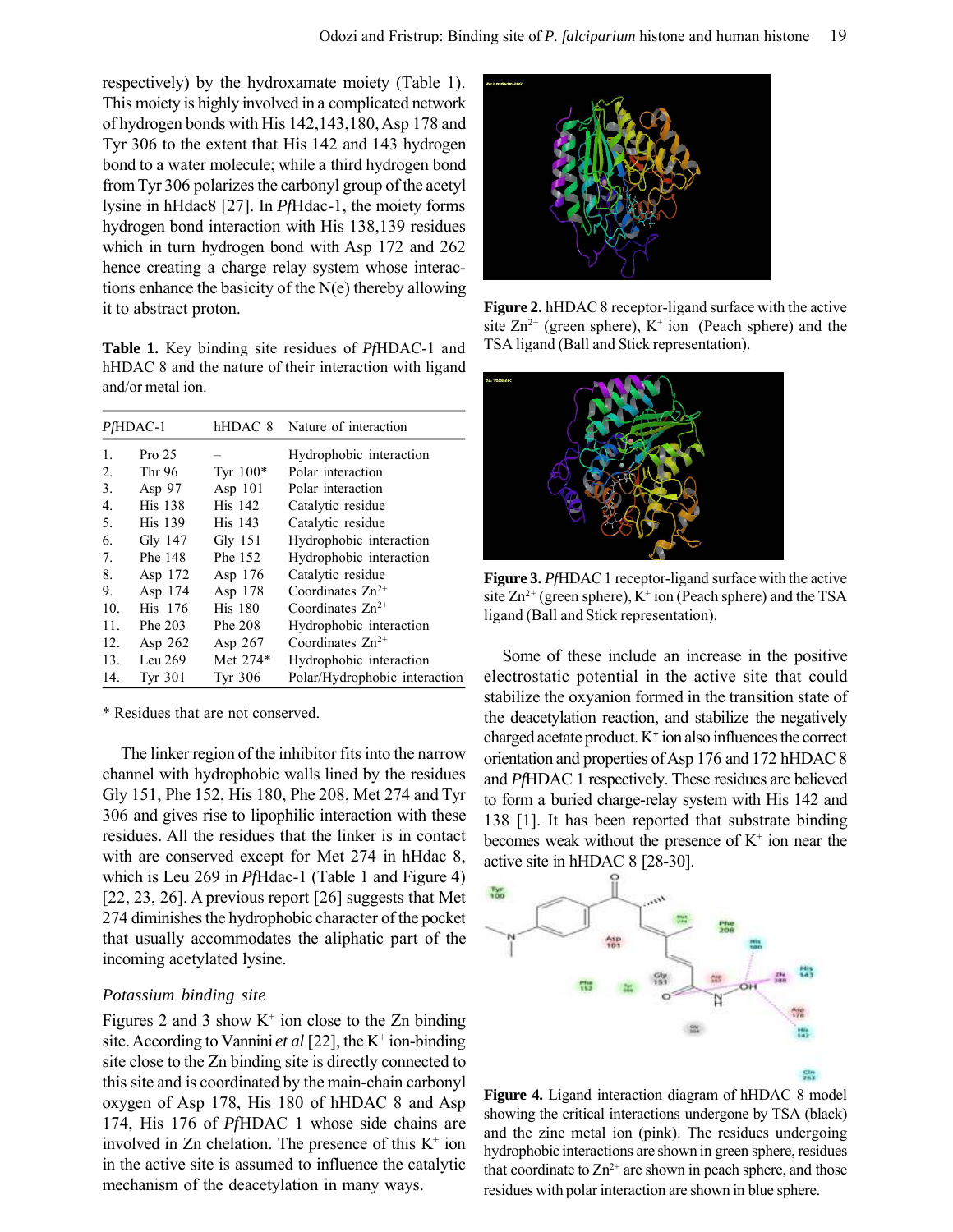respectively) by the hydroxamate moiety (Table 1). This moiety is highly involved in a complicated network of hydrogen bonds with His 142,143,180, Asp 178 and Tyr 306 to the extent that His 142 and 143 hydrogen bond to a water molecule; while a third hydrogen bond from Tyr 306 polarizes the carbonyl group of the acetyl lysine in hHdac8 [27]. In *Pf*Hdac-1, the moiety forms hydrogen bond interaction with His 138,139 residues which in turn hydrogen bond with Asp 172 and 262 hence creating a charge relay system whose interactions enhance the basicity of the N(e) thereby allowing it to abstract proton.

**Table 1.** Key binding site residues of *Pf*HDAC-1 and hHDAC 8 and the nature of their interaction with ligand and/or metal ion.

| | *Pf*HDAC-1 | hHDAC 8 | Nature of interaction |
|---|---|---|---|
| 1. | Pro 25 | – | Hydrophobic interaction |
| 2. | Thr 96 | Tyr 100* | Polar interaction |
| 3. | Asp 97 | Asp 101 | Polar interaction |
| 4. | His 138 | His 142 | Catalytic residue |
| 5. | His 139 | His 143 | Catalytic residue |
| 6. | Gly 147 | Gly 151 | Hydrophobic interaction |
| 7. | Phe 148 | Phe 152 | Hydrophobic interaction |
| 8. | Asp 172 | Asp 176 | Catalytic residue |
| 9. | Asp 174 | Asp 178 | Coordinates $Zn^{2+}$ |
| 10. | His 176 | His 180 | Coordinates $Zn^{2+}$ |
| 11. | Phe 203 | Phe 208 | Hydrophobic interaction |
| 12. | Asp 262 | Asp 267 | Coordinates $Zn^{2+}$ |
| 13. | Leu 269 | Met 274* | Hydrophobic interaction |
| 14. | Tyr 301 | Tyr 306 | Polar/Hydrophobic interaction |

\* Residues that are not conserved.

The linker region of the inhibitor fits into the narrow channel with hydrophobic walls lined by the residues Gly 151, Phe 152, His 180, Phe 208, Met 274 and Tyr 306 and gives rise to lipophilic interaction with these residues. All the residues that the linker is in contact with are conserved except for Met 274 in hHdac 8, which is Leu 269 in *Pf*Hdac-1 (Table 1 and Figure 4) [22, 23, 26]. A previous report [26] suggests that Met 274 diminishes the hydrophobic character of the pocket that usually accommodates the aliphatic part of the incoming acetylated lysine.

### *Potassium binding site*

Figures 2 and 3 show $K^+$ ion close to the Zn binding site. According to Vannini *et al* [22], the $K^+$ ion-binding site close to the Zn binding site is directly connected to this site and is coordinated by the main-chain carbonyl oxygen of Asp 178, His 180 of hHDAC 8 and Asp 174, His 176 of *Pf*HDAC 1 whose side chains are involved in Zn chelation. The presence of this $K^+$ ion in the active site is assumed to influence the catalytic mechanism of the deacetylation in many ways.

**Figure 2.** hHDAC 8 receptor-ligand surface with the active site $Zn^{2+}$ (green sphere), $K^+$ ion (Peach sphere) and the TSA ligand (Ball and Stick representation).

**Figure 3.** *Pf*HDAC 1 receptor-ligand surface with the active site $Zn^{2+}$ (green sphere), $K^+$ ion (Peach sphere) and the TSA ligand (Ball and Stick representation).

Some of these include an increase in the positive electrostatic potential in the active site that could stabilize the oxyanion formed in the transition state of the deacetylation reaction, and stabilize the negatively charged acetate product. $K^+$ ion also influences the correct orientation and properties of Asp 176 and 172 hHDAC 8 and *Pf*HDAC 1 respectively. These residues are believed to form a buried charge-relay system with His 142 and 138 [1]. It has been reported that substrate binding becomes weak without the presence of $K^+$ ion near the active site in hHDAC 8 [28-30].

**Figure 4.** Ligand interaction diagram of hHDAC 8 model showing the critical interactions undergone by TSA (black) and the zinc metal ion (pink). The residues undergoing hydrophobic interactions are shown in green sphere, residues that coordinate to $Zn^{2+}$ are shown in peach sphere, and those residues with polar interaction are shown in blue sphere.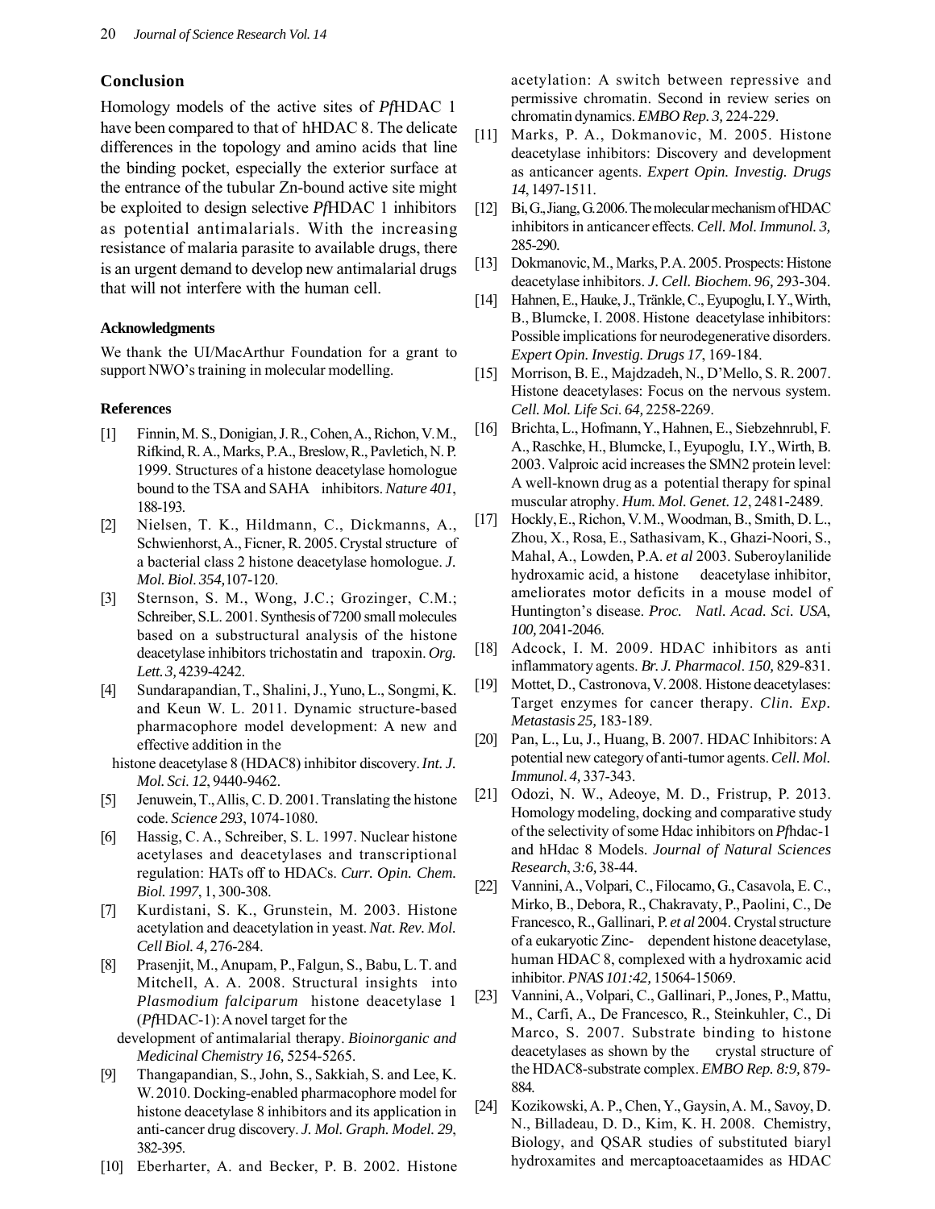## Conclusion

Homology models of the active sites of *Pf*HDAC 1 have been compared to that of hHDAC 8. The delicate differences in the topology and amino acids that line the binding pocket, especially the exterior surface at the entrance of the tubular Zn-bound active site might be exploited to design selective *Pf*HDAC 1 inhibitors as potential antimalarials. With the increasing resistance of malaria parasite to available drugs, there is an urgent demand to develop new antimalarial drugs that will not interfere with the human cell.

### Acknowledgments

We thank the UI/MacArthur Foundation for a grant to support NWO's training in molecular modelling.

### References

[1] Finnin, M. S., Donigian, J. R., Cohen, A., Richon, V. M., Rifkind, R. A., Marks, P. A., Breslow, R., Pavletich, N. P. 1999. Structures of a histone deacetylase homologue bound to the TSA and SAHA inhibitors. *Nature 401*, 188-193.

[2] Nielsen, T. K., Hildmann, C., Dickmanns, A., Schwienhorst, A., Ficner, R. 2005. Crystal structure of a bacterial class 2 histone deacetylase homologue. *J. Mol. Biol. 354,*107-120.

[3] Sternson, S. M., Wong, J.C.; Grozinger, C.M.; Schreiber, S.L. 2001. Synthesis of 7200 small molecules based on a substructural analysis of the histone deacetylase inhibitors trichostatin and trapoxin. *Org. Lett. 3,* 4239-4242.

[4] Sundarapandian, T., Shalini, J., Yuno, L., Songmi, K. and Keun W. L. 2011. Dynamic structure-based pharmacophore model development: A new and effective addition in the histone deacetylase 8 (HDAC8) inhibitor discovery. *Int. J. Mol. Sci. 12*, 9440-9462.

[5] Jenuwein, T., Allis, C. D. 2001. Translating the histone code. *Science 293*, 1074-1080.

[6] Hassig, C. A., Schreiber, S. L. 1997. Nuclear histone acetylases and deacetylases and transcriptional regulation: HATs off to HDACs. *Curr. Opin. Chem. Biol. 1997*, 1, 300-308.

[7] Kurdistani, S. K., Grunstein, M. 2003. Histone acetylation and deacetylation in yeast. *Nat. Rev. Mol. Cell Biol. 4,* 276-284.

[8] Prasenjit, M., Anupam, P., Falgun, S., Babu, L. T. and Mitchell, A. A. 2008. Structural insights into *Plasmodium falciparum* histone deacetylase 1 (*Pf*HDAC-1): A novel target for the development of antimalarial therapy. *Bioinorganic and Medicinal Chemistry 16,* 5254-5265.

[9] Thangapandian, S., John, S., Sakkiah, S. and Lee, K. W. 2010. Docking-enabled pharmacophore model for histone deacetylase 8 inhibitors and its application in anti-cancer drug discovery. *J. Mol. Graph. Model. 29*, 382-395.

[10] Eberharter, A. and Becker, P. B. 2002. Histone acetylation: A switch between repressive and permissive chromatin. Second in review series on chromatin dynamics. *EMBO Rep. 3,* 224-229.

[11] Marks, P. A., Dokmanovic, M. 2005. Histone deacetylase inhibitors: Discovery and development as anticancer agents. *Expert Opin. Investig. Drugs 14*, 1497-1511.

[12] Bi, G., Jiang, G. 2006. The molecular mechanism of HDAC inhibitors in anticancer effects. *Cell. Mol. Immunol. 3,* 285-290.

[13] Dokmanovic, M., Marks, P. A. 2005. Prospects: Histone deacetylase inhibitors. *J. Cell. Biochem. 96,* 293-304.

[14] Hahnen, E., Hauke, J., Tränkle, C., Eyupoglu, I. Y., Wirth, B., Blumcke, I. 2008. Histone deacetylase inhibitors: Possible implications for neurodegenerative disorders. *Expert Opin. Investig. Drugs 17*, 169-184.

[15] Morrison, B. E., Majdzadeh, N., D'Mello, S. R. 2007. Histone deacetylases: Focus on the nervous system. *Cell. Mol. Life Sci. 64,* 2258-2269.

[16] Brichta, L., Hofmann, Y., Hahnen, E., Siebzehnrubl, F. A., Raschke, H., Blumcke, I., Eyupoglu, I.Y., Wirth, B. 2003. Valproic acid increases the SMN2 protein level: A well-known drug as a potential therapy for spinal muscular atrophy. *Hum. Mol. Genet. 12*, 2481-2489.

[17] Hockly, E., Richon, V. M., Woodman, B., Smith, D. L., Zhou, X., Rosa, E., Sathasivam, K., Ghazi-Noori, S., Mahal, A., Lowden, P.A. *et al* 2003. Suberoylanilide hydroxamic acid, a histone deacetylase inhibitor, ameliorates motor deficits in a mouse model of Huntington's disease. *Proc. Natl. Acad. Sci. USA*, *100,* 2041-2046.

[18] Adcock, I. M. 2009. HDAC inhibitors as anti inflammatory agents. *Br. J. Pharmacol. 150,* 829-831.

[19] Mottet, D., Castronova, V. 2008. Histone deacetylases: Target enzymes for cancer therapy. *Clin. Exp. Metastasis 25,* 183-189.

[20] Pan, L., Lu, J., Huang, B. 2007. HDAC Inhibitors: A potential new category of anti-tumor agents. *Cell. Mol. Immunol. 4,* 337-343.

[21] Odozi, N. W., Adeoye, M. D., Fristrup, P. 2013. Homology modeling, docking and comparative study of the selectivity of some Hdac inhibitors on *Pf*hdac-1 and hHdac 8 Models. *Journal of Natural Sciences Research*, *3:6,* 38-44.

[22] Vannini, A., Volpari, C., Filocamo, G., Casavola, E. C., Mirko, B., Debora, R., Chakravaty, P., Paolini, C., De Francesco, R., Gallinari, P. *et al* 2004. Crystal structure of a eukaryotic Zinc- dependent histone deacetylase, human HDAC 8, complexed with a hydroxamic acid inhibitor. *PNAS 101:42,* 15064-15069.

[23] Vannini, A., Volpari, C., Gallinari, P., Jones, P., Mattu, M., Carfi, A., De Francesco, R., Steinkuhler, C., Di Marco, S. 2007. Substrate binding to histone deacetylases as shown by the crystal structure of the HDAC8-substrate complex. *EMBO Rep. 8:9,* 879-884.

[24] Kozikowski, A. P., Chen, Y., Gaysin, A. M., Savoy, D. N., Billadeau, D. D., Kim, K. H. 2008. Chemistry, Biology, and QSAR studies of substituted biaryl hydroxamites and mercaptoacetaamides as HDAC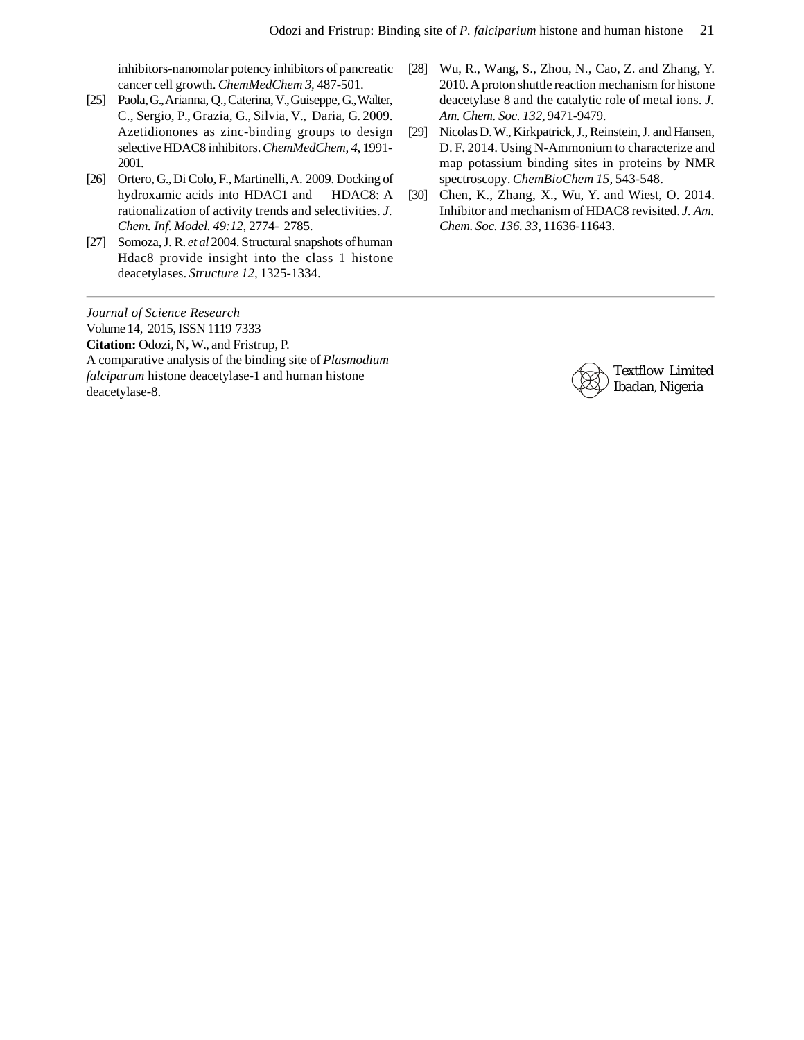inhibitors-nanomolar potency inhibitors of pancreatic cancer cell growth. *ChemMedChem 3,* 487-501.

[25] Paola, G., Arianna, Q., Caterina, V., Guiseppe, G., Walter, C., Sergio, P., Grazia, G., Silvia, V., Daria, G. 2009. Azetidionones as zinc-binding groups to design selective HDAC8 inhibitors. *ChemMedChem, 4*, 1991-2001.

[26] Ortero, G., Di Colo, F., Martinelli, A. 2009. Docking of hydroxamic acids into HDAC1 and HDAC8: A rationalization of activity trends and selectivities. *J. Chem. Inf. Model. 49:12*, 2774- 2785.

[27] Somoza, J. R. *et al* 2004. Structural snapshots of human Hdac8 provide insight into the class 1 histone deacetylases. *Structure 12,* 1325-1334.

[28] Wu, R., Wang, S., Zhou, N., Cao, Z. and Zhang, Y. 2010. A proton shuttle reaction mechanism for histone deacetylase 8 and the catalytic role of metal ions. *J. Am. Chem. Soc. 132,* 9471-9479.

[29] Nicolas D. W., Kirkpatrick, J., Reinstein, J. and Hansen, D. F. 2014. Using N-Ammonium to characterize and map potassium binding sites in proteins by NMR spectroscopy. *ChemBioChem 15,* 543-548.

[30] Chen, K., Zhang, X., Wu, Y. and Wiest, O. 2014. Inhibitor and mechanism of HDAC8 revisited. *J. Am. Chem. Soc. 136. 33,* 11636-11643.

---

*Journal of Science Research*
Volume 14, 2015, ISSN 1119 7333
**Citation:** Odozi, N, W., and Fristrup, P.
A comparative analysis of the binding site of *Plasmodium falciparum* histone deacetylase-1 and human histone deacetylase-8.

Textflow Limited
Ibadan, Nigeria